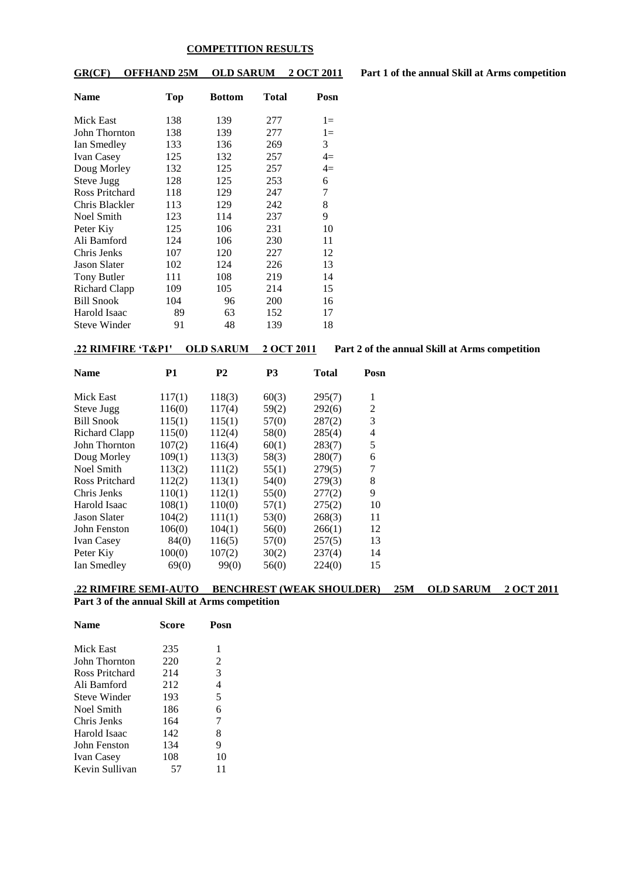# COMPETITION RESULTS

**GR(CF) OFFHAND 25M OLD SARUM 2 OCT 2011** **Part 1 of the annual Skill at Arms competition**

| Name | Top | Bottom | Total | Posn |
|---|---|---|---|---|
| Mick East | 138 | 139 | 277 | 1= |
| John Thornton | 138 | 139 | 277 | 1= |
| Ian Smedley | 133 | 136 | 269 | 3 |
| Ivan Casey | 125 | 132 | 257 | 4= |
| Doug Morley | 132 | 125 | 257 | 4= |
| Steve Jugg | 128 | 125 | 253 | 6 |
| Ross Pritchard | 118 | 129 | 247 | 7 |
| Chris Blackler | 113 | 129 | 242 | 8 |
| Noel Smith | 123 | 114 | 237 | 9 |
| Peter Kiy | 125 | 106 | 231 | 10 |
| Ali Bamford | 124 | 106 | 230 | 11 |
| Chris Jenks | 107 | 120 | 227 | 12 |
| Jason Slater | 102 | 124 | 226 | 13 |
| Tony Butler | 111 | 108 | 219 | 14 |
| Richard Clapp | 109 | 105 | 214 | 15 |
| Bill Snook | 104 | 96 | 200 | 16 |
| Harold Isaac | 89 | 63 | 152 | 17 |
| Steve Winder | 91 | 48 | 139 | 18 |

**.22 RIMFIRE 'T&P1' OLD SARUM 2 OCT 2011** **Part 2 of the annual Skill at Arms competition**

| Name | P1 | P2 | P3 | Total | Posn |
|---|---|---|---|---|---|
| Mick East | 117(1) | 118(3) | 60(3) | 295(7) | 1 |
| Steve Jugg | 116(0) | 117(4) | 59(2) | 292(6) | 2 |
| Bill Snook | 115(1) | 115(1) | 57(0) | 287(2) | 3 |
| Richard Clapp | 115(0) | 112(4) | 58(0) | 285(4) | 4 |
| John Thornton | 107(2) | 116(4) | 60(1) | 283(7) | 5 |
| Doug Morley | 109(1) | 113(3) | 58(3) | 280(7) | 6 |
| Noel Smith | 113(2) | 111(2) | 55(1) | 279(5) | 7 |
| Ross Pritchard | 112(2) | 113(1) | 54(0) | 279(3) | 8 |
| Chris Jenks | 110(1) | 112(1) | 55(0) | 277(2) | 9 |
| Harold Isaac | 108(1) | 110(0) | 57(1) | 275(2) | 10 |
| Jason Slater | 104(2) | 111(1) | 53(0) | 268(3) | 11 |
| John Fenston | 106(0) | 104(1) | 56(0) | 266(1) | 12 |
| Ivan Casey | 84(0) | 116(5) | 57(0) | 257(5) | 13 |
| Peter Kiy | 100(0) | 107(2) | 30(2) | 237(4) | 14 |
| Ian Smedley | 69(0) | 99(0) | 56(0) | 224(0) | 15 |

**.22 RIMFIRE SEMI-AUTO BENCHREST (WEAK SHOULDER) 25M OLD SARUM 2 OCT 2011**
**Part 3 of the annual Skill at Arms competition**

| Name | Score | Posn |
|---|---|---|
| Mick East | 235 | 1 |
| John Thornton | 220 | 2 |
| Ross Pritchard | 214 | 3 |
| Ali Bamford | 212 | 4 |
| Steve Winder | 193 | 5 |
| Noel Smith | 186 | 6 |
| Chris Jenks | 164 | 7 |
| Harold Isaac | 142 | 8 |
| John Fenston | 134 | 9 |
| Ivan Casey | 108 | 10 |
| Kevin Sullivan | 57 | 11 |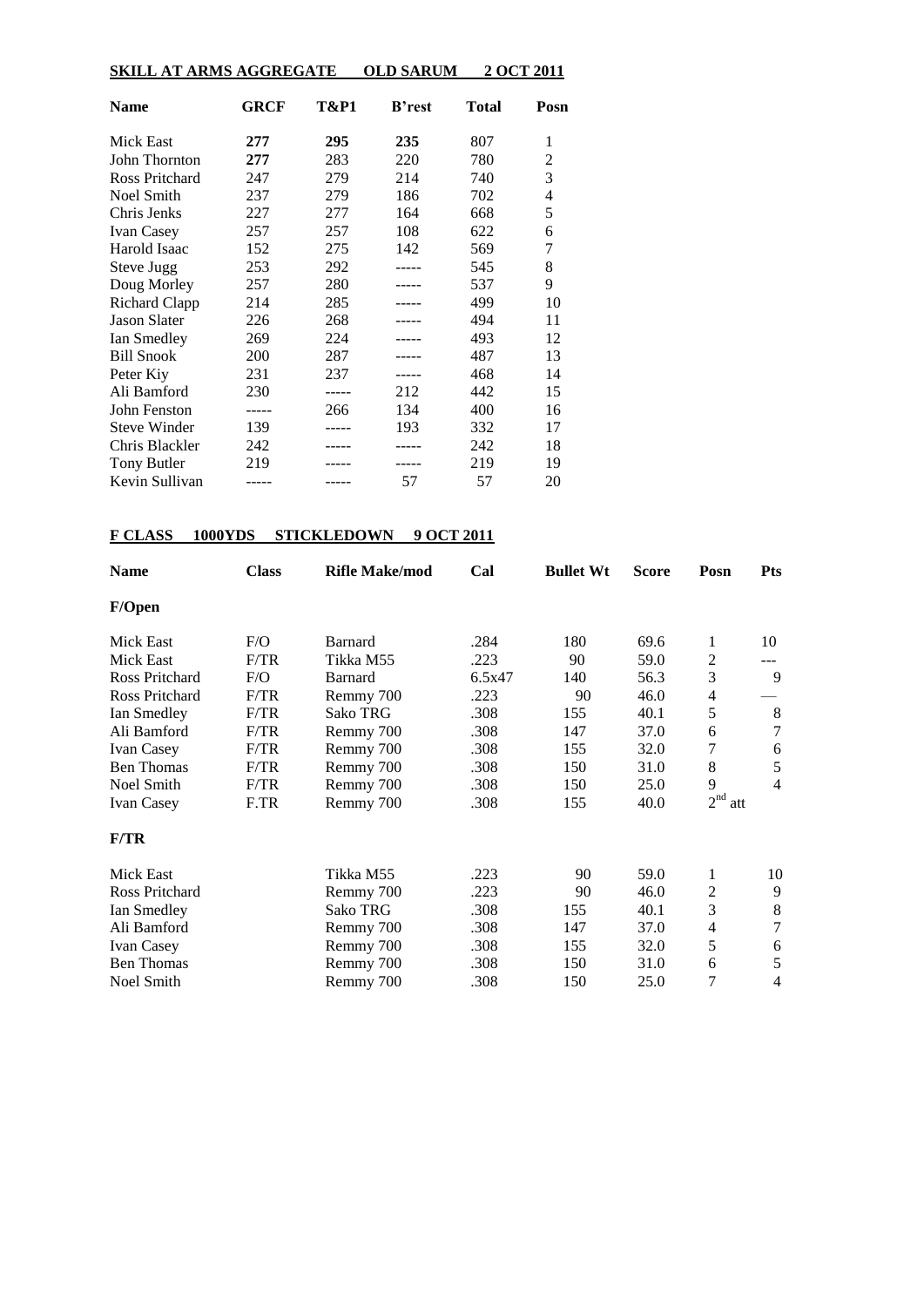## SKILL AT ARMS AGGREGATE OLD SARUM 2 OCT 2011

| Name | GRCF | T&P1 | B'rest | Total | Posn |
|---|---|---|---|---|---|
| Mick East | **277** | **295** | **235** | 807 | 1 |
| John Thornton | **277** | 283 | 220 | 780 | 2 |
| Ross Pritchard | 247 | 279 | 214 | 740 | 3 |
| Noel Smith | 237 | 279 | 186 | 702 | 4 |
| Chris Jenks | 227 | 277 | 164 | 668 | 5 |
| Ivan Casey | 257 | 257 | 108 | 622 | 6 |
| Harold Isaac | 152 | 275 | 142 | 569 | 7 |
| Steve Jugg | 253 | 292 | ----- | 545 | 8 |
| Doug Morley | 257 | 280 | ----- | 537 | 9 |
| Richard Clapp | 214 | 285 | ----- | 499 | 10 |
| Jason Slater | 226 | 268 | ----- | 494 | 11 |
| Ian Smedley | 269 | 224 | ----- | 493 | 12 |
| Bill Snook | 200 | 287 | ----- | 487 | 13 |
| Peter Kiy | 231 | 237 | ----- | 468 | 14 |
| Ali Bamford | 230 | ----- | 212 | 442 | 15 |
| John Fenston | ----- | 266 | 134 | 400 | 16 |
| Steve Winder | 139 | ----- | 193 | 332 | 17 |
| Chris Blackler | 242 | ----- | ----- | 242 | 18 |
| Tony Butler | 219 | ----- | ----- | 219 | 19 |
| Kevin Sullivan | ----- | ----- | 57 | 57 | 20 |

## F CLASS 1000YDS STICKLEDOWN 9 OCT 2011

| Name | Class | Rifle Make/mod | Cal | Bullet Wt | Score | Posn | Pts |
|---|---|---|---|---|---|---|---|
| **F/Open** | | | | | | | |
| Mick East | F/O | Barnard | .284 | 180 | 69.6 | 1 | 10 |
| Mick East | F/TR | Tikka M55 | .223 | 90 | 59.0 | 2 | --- |
| Ross Pritchard | F/O | Barnard | 6.5x47 | 140 | 56.3 | 3 | 9 |
| Ross Pritchard | F/TR | Remmy 700 | .223 | 90 | 46.0 | 4 | — |
| Ian Smedley | F/TR | Sako TRG | .308 | 155 | 40.1 | 5 | 8 |
| Ali Bamford | F/TR | Remmy 700 | .308 | 147 | 37.0 | 6 | 7 |
| Ivan Casey | F/TR | Remmy 700 | .308 | 155 | 32.0 | 7 | 6 |
| Ben Thomas | F/TR | Remmy 700 | .308 | 150 | 31.0 | 8 | 5 |
| Noel Smith | F/TR | Remmy 700 | .308 | 150 | 25.0 | 9 | 4 |
| Ivan Casey | F.TR | Remmy 700 | .308 | 155 | 40.0 | 2nd att | |
| **F/TR** | | | | | | | |
| Mick East | | Tikka M55 | .223 | 90 | 59.0 | 1 | 10 |
| Ross Pritchard | | Remmy 700 | .223 | 90 | 46.0 | 2 | 9 |
| Ian Smedley | | Sako TRG | .308 | 155 | 40.1 | 3 | 8 |
| Ali Bamford | | Remmy 700 | .308 | 147 | 37.0 | 4 | 7 |
| Ivan Casey | | Remmy 700 | .308 | 155 | 32.0 | 5 | 6 |
| Ben Thomas | | Remmy 700 | .308 | 150 | 31.0 | 6 | 5 |
| Noel Smith | | Remmy 700 | .308 | 150 | 25.0 | 7 | 4 |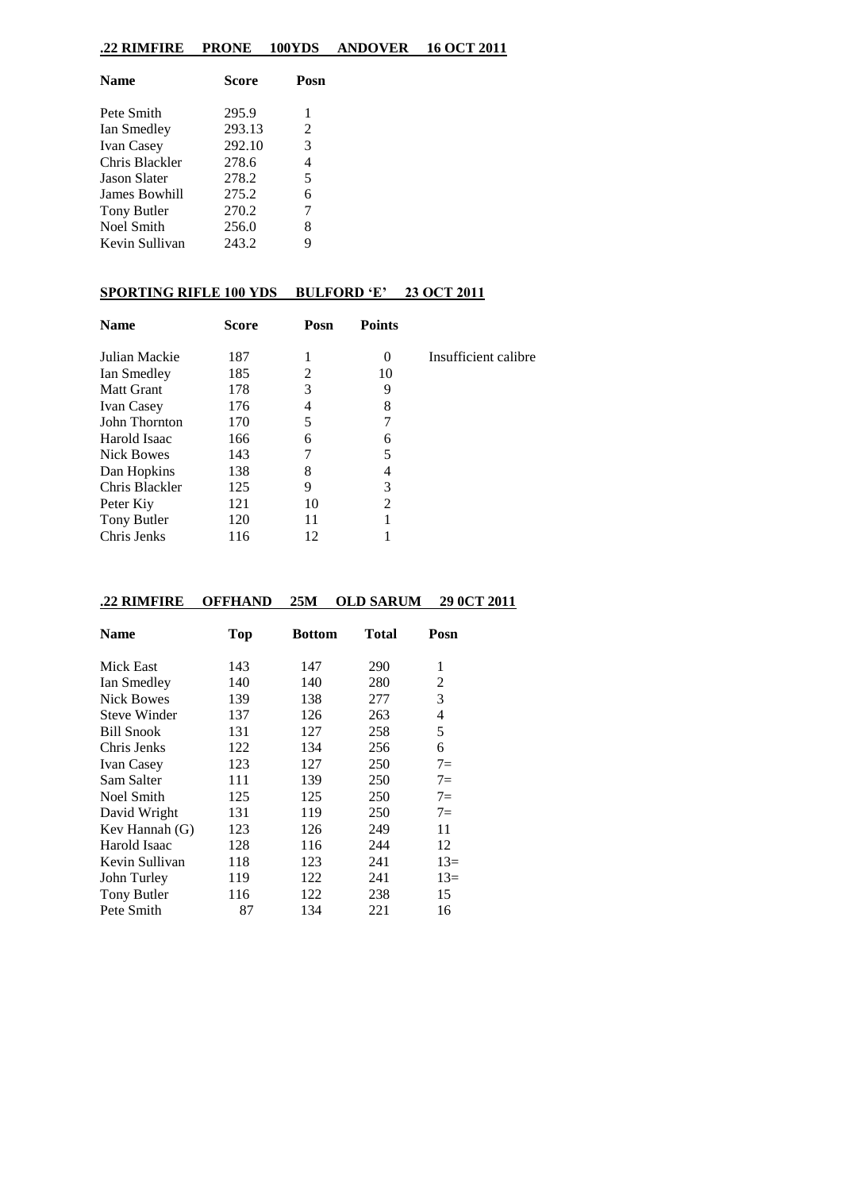## .22 RIMFIRE PRONE 100YDS ANDOVER 16 OCT 2011

| Name | Score | Posn |
|---|---|---|
| Pete Smith | 295.9 | 1 |
| Ian Smedley | 293.13 | 2 |
| Ivan Casey | 292.10 | 3 |
| Chris Blackler | 278.6 | 4 |
| Jason Slater | 278.2 | 5 |
| James Bowhill | 275.2 | 6 |
| Tony Butler | 270.2 | 7 |
| Noel Smith | 256.0 | 8 |
| Kevin Sullivan | 243.2 | 9 |

## SPORTING RIFLE 100 YDS BULFORD 'E' 23 OCT 2011

| Name | Score | Posn | Points | |
|---|---|---|---|---|
| Julian Mackie | 187 | 1 | 0 | Insufficient calibre |
| Ian Smedley | 185 | 2 | 10 | |
| Matt Grant | 178 | 3 | 9 | |
| Ivan Casey | 176 | 4 | 8 | |
| John Thornton | 170 | 5 | 7 | |
| Harold Isaac | 166 | 6 | 6 | |
| Nick Bowes | 143 | 7 | 5 | |
| Dan Hopkins | 138 | 8 | 4 | |
| Chris Blackler | 125 | 9 | 3 | |
| Peter Kiy | 121 | 10 | 2 | |
| Tony Butler | 120 | 11 | 1 | |
| Chris Jenks | 116 | 12 | 1 | |

## .22 RIMFIRE OFFHAND 25M OLD SARUM 29 0CT 2011

| Name | Top | Bottom | Total | Posn |
|---|---|---|---|---|
| Mick East | 143 | 147 | 290 | 1 |
| Ian Smedley | 140 | 140 | 280 | 2 |
| Nick Bowes | 139 | 138 | 277 | 3 |
| Steve Winder | 137 | 126 | 263 | 4 |
| Bill Snook | 131 | 127 | 258 | 5 |
| Chris Jenks | 122 | 134 | 256 | 6 |
| Ivan Casey | 123 | 127 | 250 | 7= |
| Sam Salter | 111 | 139 | 250 | 7= |
| Noel Smith | 125 | 125 | 250 | 7= |
| David Wright | 131 | 119 | 250 | 7= |
| Kev Hannah (G) | 123 | 126 | 249 | 11 |
| Harold Isaac | 128 | 116 | 244 | 12 |
| Kevin Sullivan | 118 | 123 | 241 | 13= |
| John Turley | 119 | 122 | 241 | 13= |
| Tony Butler | 116 | 122 | 238 | 15 |
| Pete Smith | 87 | 134 | 221 | 16 |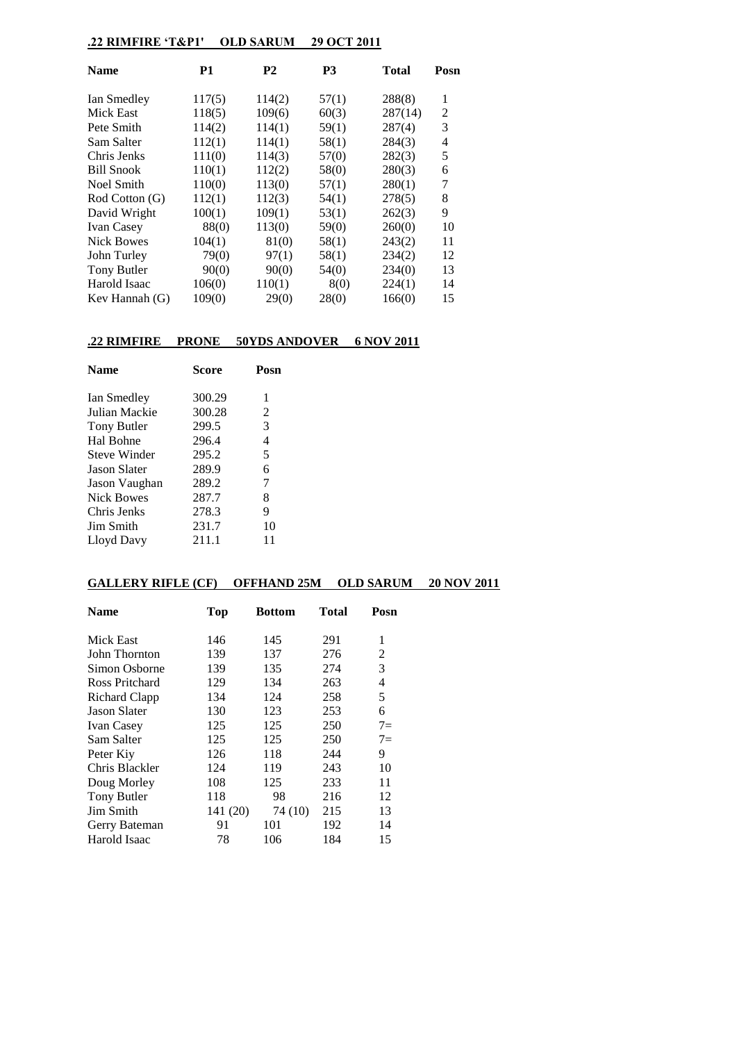## .22 RIMFIRE 'T&P1' OLD SARUM 29 OCT 2011

| Name | P1 | P2 | P3 | Total | Posn |
|---|---|---|---|---|---|
| Ian Smedley | 117(5) | 114(2) | 57(1) | 288(8) | 1 |
| Mick East | 118(5) | 109(6) | 60(3) | 287(14) | 2 |
| Pete Smith | 114(2) | 114(1) | 59(1) | 287(4) | 3 |
| Sam Salter | 112(1) | 114(1) | 58(1) | 284(3) | 4 |
| Chris Jenks | 111(0) | 114(3) | 57(0) | 282(3) | 5 |
| Bill Snook | 110(1) | 112(2) | 58(0) | 280(3) | 6 |
| Noel Smith | 110(0) | 113(0) | 57(1) | 280(1) | 7 |
| Rod Cotton (G) | 112(1) | 112(3) | 54(1) | 278(5) | 8 |
| David Wright | 100(1) | 109(1) | 53(1) | 262(3) | 9 |
| Ivan Casey | 88(0) | 113(0) | 59(0) | 260(0) | 10 |
| Nick Bowes | 104(1) | 81(0) | 58(1) | 243(2) | 11 |
| John Turley | 79(0) | 97(1) | 58(1) | 234(2) | 12 |
| Tony Butler | 90(0) | 90(0) | 54(0) | 234(0) | 13 |
| Harold Isaac | 106(0) | 110(1) | 8(0) | 224(1) | 14 |
| Kev Hannah (G) | 109(0) | 29(0) | 28(0) | 166(0) | 15 |

## .22 RIMFIRE PRONE 50YDS ANDOVER 6 NOV 2011

| Name | Score | Posn |
|---|---|---|
| Ian Smedley | 300.29 | 1 |
| Julian Mackie | 300.28 | 2 |
| Tony Butler | 299.5 | 3 |
| Hal Bohne | 296.4 | 4 |
| Steve Winder | 295.2 | 5 |
| Jason Slater | 289.9 | 6 |
| Jason Vaughan | 289.2 | 7 |
| Nick Bowes | 287.7 | 8 |
| Chris Jenks | 278.3 | 9 |
| Jim Smith | 231.7 | 10 |
| Lloyd Davy | 211.1 | 11 |

## GALLERY RIFLE (CF) OFFHAND 25M OLD SARUM 20 NOV 2011

| Name | Top | Bottom | Total | Posn |
|---|---|---|---|---|
| Mick East | 146 | 145 | 291 | 1 |
| John Thornton | 139 | 137 | 276 | 2 |
| Simon Osborne | 139 | 135 | 274 | 3 |
| Ross Pritchard | 129 | 134 | 263 | 4 |
| Richard Clapp | 134 | 124 | 258 | 5 |
| Jason Slater | 130 | 123 | 253 | 6 |
| Ivan Casey | 125 | 125 | 250 | 7= |
| Sam Salter | 125 | 125 | 250 | 7= |
| Peter Kiy | 126 | 118 | 244 | 9 |
| Chris Blackler | 124 | 119 | 243 | 10 |
| Doug Morley | 108 | 125 | 233 | 11 |
| Tony Butler | 118 | 98 | 216 | 12 |
| Jim Smith | 141 (20) | 74 (10) | 215 | 13 |
| Gerry Bateman | 91 | 101 | 192 | 14 |
| Harold Isaac | 78 | 106 | 184 | 15 |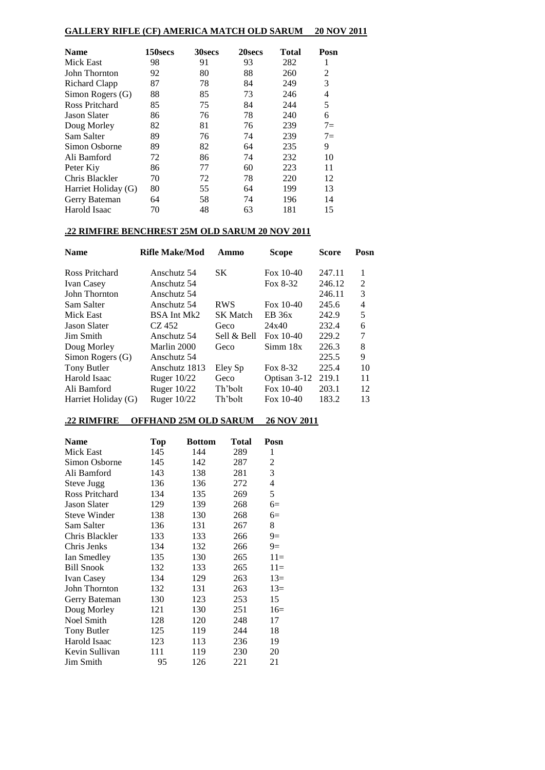**GALLERY RIFLE (CF) AMERICA MATCH OLD SARUM 20 NOV 2011**

| Name | 150secs | 30secs | 20secs | Total | Posn |
|---|---|---|---|---|---|
| Mick East | 98 | 91 | 93 | 282 | 1 |
| John Thornton | 92 | 80 | 88 | 260 | 2 |
| Richard Clapp | 87 | 78 | 84 | 249 | 3 |
| Simon Rogers (G) | 88 | 85 | 73 | 246 | 4 |
| Ross Pritchard | 85 | 75 | 84 | 244 | 5 |
| Jason Slater | 86 | 76 | 78 | 240 | 6 |
| Doug Morley | 82 | 81 | 76 | 239 | 7= |
| Sam Salter | 89 | 76 | 74 | 239 | 7= |
| Simon Osborne | 89 | 82 | 64 | 235 | 9 |
| Ali Bamford | 72 | 86 | 74 | 232 | 10 |
| Peter Kiy | 86 | 77 | 60 | 223 | 11 |
| Chris Blackler | 70 | 72 | 78 | 220 | 12 |
| Harriet Holiday (G) | 80 | 55 | 64 | 199 | 13 |
| Gerry Bateman | 64 | 58 | 74 | 196 | 14 |
| Harold Isaac | 70 | 48 | 63 | 181 | 15 |

**.22 RIMFIRE BENCHREST 25M OLD SARUM 20 NOV 2011**

| Name | Rifle Make/Mod | Ammo | Scope | Score | Posn |
|---|---|---|---|---|---|
| Ross Pritchard | Anschutz 54 | SK | Fox 10-40 | 247.11 | 1 |
| Ivan Casey | Anschutz 54 | | Fox 8-32 | 246.12 | 2 |
| John Thornton | Anschutz 54 | | | 246.11 | 3 |
| Sam Salter | Anschutz 54 | RWS | Fox 10-40 | 245.6 | 4 |
| Mick East | BSA Int Mk2 | SK Match | EB 36x | 242.9 | 5 |
| Jason Slater | CZ 452 | Geco | 24x40 | 232.4 | 6 |
| Jim Smith | Anschutz 54 | Sell & Bell | Fox 10-40 | 229.2 | 7 |
| Doug Morley | Marlin 2000 | Geco | Simm 18x | 226.3 | 8 |
| Simon Rogers (G) | Anschutz 54 | | | 225.5 | 9 |
| Tony Butler | Anschutz 1813 | Eley Sp | Fox 8-32 | 225.4 | 10 |
| Harold Isaac | Ruger 10/22 | Geco | Optisan 3-12 | 219.1 | 11 |
| Ali Bamford | Ruger 10/22 | Th'bolt | Fox 10-40 | 203.1 | 12 |
| Harriet Holiday (G) | Ruger 10/22 | Th'bolt | Fox 10-40 | 183.2 | 13 |

**.22 RIMFIRE OFFHAND 25M OLD SARUM 26 NOV 2011**

| Name | Top | Bottom | Total | Posn |
|---|---|---|---|---|
| Mick East | 145 | 144 | 289 | 1 |
| Simon Osborne | 145 | 142 | 287 | 2 |
| Ali Bamford | 143 | 138 | 281 | 3 |
| Steve Jugg | 136 | 136 | 272 | 4 |
| Ross Pritchard | 134 | 135 | 269 | 5 |
| Jason Slater | 129 | 139 | 268 | 6= |
| Steve Winder | 138 | 130 | 268 | 6= |
| Sam Salter | 136 | 131 | 267 | 8 |
| Chris Blackler | 133 | 133 | 266 | 9= |
| Chris Jenks | 134 | 132 | 266 | 9= |
| Ian Smedley | 135 | 130 | 265 | 11= |
| Bill Snook | 132 | 133 | 265 | 11= |
| Ivan Casey | 134 | 129 | 263 | 13= |
| John Thornton | 132 | 131 | 263 | 13= |
| Gerry Bateman | 130 | 123 | 253 | 15 |
| Doug Morley | 121 | 130 | 251 | 16= |
| Noel Smith | 128 | 120 | 248 | 17 |
| Tony Butler | 125 | 119 | 244 | 18 |
| Harold Isaac | 123 | 113 | 236 | 19 |
| Kevin Sullivan | 111 | 119 | 230 | 20 |
| Jim Smith | 95 | 126 | 221 | 21 |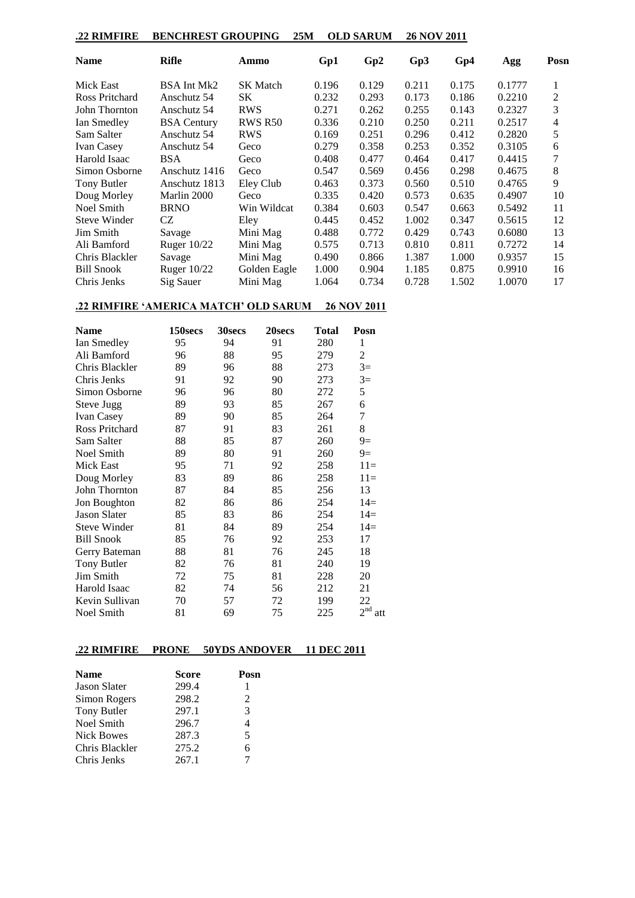## .22 RIMFIRE BENCHREST GROUPING 25M OLD SARUM 26 NOV 2011

| Name | Rifle | Ammo | Gp1 | Gp2 | Gp3 | Gp4 | Agg | Posn |
|---|---|---|---|---|---|---|---|---|
| Mick East | BSA Int Mk2 | SK Match | 0.196 | 0.129 | 0.211 | 0.175 | 0.1777 | 1 |
| Ross Pritchard | Anschutz 54 | SK | 0.232 | 0.293 | 0.173 | 0.186 | 0.2210 | 2 |
| John Thornton | Anschutz 54 | RWS | 0.271 | 0.262 | 0.255 | 0.143 | 0.2327 | 3 |
| Ian Smedley | BSA Century | RWS R50 | 0.336 | 0.210 | 0.250 | 0.211 | 0.2517 | 4 |
| Sam Salter | Anschutz 54 | RWS | 0.169 | 0.251 | 0.296 | 0.412 | 0.2820 | 5 |
| Ivan Casey | Anschutz 54 | Geco | 0.279 | 0.358 | 0.253 | 0.352 | 0.3105 | 6 |
| Harold Isaac | BSA | Geco | 0.408 | 0.477 | 0.464 | 0.417 | 0.4415 | 7 |
| Simon Osborne | Anschutz 1416 | Geco | 0.547 | 0.569 | 0.456 | 0.298 | 0.4675 | 8 |
| Tony Butler | Anschutz 1813 | Eley Club | 0.463 | 0.373 | 0.560 | 0.510 | 0.4765 | 9 |
| Doug Morley | Marlin 2000 | Geco | 0.335 | 0.420 | 0.573 | 0.635 | 0.4907 | 10 |
| Noel Smith | BRNO | Win Wildcat | 0.384 | 0.603 | 0.547 | 0.663 | 0.5492 | 11 |
| Steve Winder | CZ | Eley | 0.445 | 0.452 | 1.002 | 0.347 | 0.5615 | 12 |
| Jim Smith | Savage | Mini Mag | 0.488 | 0.772 | 0.429 | 0.743 | 0.6080 | 13 |
| Ali Bamford | Ruger 10/22 | Mini Mag | 0.575 | 0.713 | 0.810 | 0.811 | 0.7272 | 14 |
| Chris Blackler | Savage | Mini Mag | 0.490 | 0.866 | 1.387 | 1.000 | 0.9357 | 15 |
| Bill Snook | Ruger 10/22 | Golden Eagle | 1.000 | 0.904 | 1.185 | 0.875 | 0.9910 | 16 |
| Chris Jenks | Sig Sauer | Mini Mag | 1.064 | 0.734 | 0.728 | 1.502 | 1.0070 | 17 |

## .22 RIMFIRE 'AMERICA MATCH' OLD SARUM 26 NOV 2011

| Name | 150secs | 30secs | 20secs | Total | Posn |
|---|---|---|---|---|---|
| Ian Smedley | 95 | 94 | 91 | 280 | 1 |
| Ali Bamford | 96 | 88 | 95 | 279 | 2 |
| Chris Blackler | 89 | 96 | 88 | 273 | 3= |
| Chris Jenks | 91 | 92 | 90 | 273 | 3= |
| Simon Osborne | 96 | 96 | 80 | 272 | 5 |
| Steve Jugg | 89 | 93 | 85 | 267 | 6 |
| Ivan Casey | 89 | 90 | 85 | 264 | 7 |
| Ross Pritchard | 87 | 91 | 83 | 261 | 8 |
| Sam Salter | 88 | 85 | 87 | 260 | 9= |
| Noel Smith | 89 | 80 | 91 | 260 | 9= |
| Mick East | 95 | 71 | 92 | 258 | 11= |
| Doug Morley | 83 | 89 | 86 | 258 | 11= |
| John Thornton | 87 | 84 | 85 | 256 | 13 |
| Jon Boughton | 82 | 86 | 86 | 254 | 14= |
| Jason Slater | 85 | 83 | 86 | 254 | 14= |
| Steve Winder | 81 | 84 | 89 | 254 | 14= |
| Bill Snook | 85 | 76 | 92 | 253 | 17 |
| Gerry Bateman | 88 | 81 | 76 | 245 | 18 |
| Tony Butler | 82 | 76 | 81 | 240 | 19 |
| Jim Smith | 72 | 75 | 81 | 228 | 20 |
| Harold Isaac | 82 | 74 | 56 | 212 | 21 |
| Kevin Sullivan | 70 | 57 | 72 | 199 | 22 |
| Noel Smith | 81 | 69 | 75 | 225 | 2nd att |

## .22 RIMFIRE PRONE 50YDS ANDOVER 11 DEC 2011

| Name | Score | Posn |
|---|---|---|
| Jason Slater | 299.4 | 1 |
| Simon Rogers | 298.2 | 2 |
| Tony Butler | 297.1 | 3 |
| Noel Smith | 296.7 | 4 |
| Nick Bowes | 287.3 | 5 |
| Chris Blackler | 275.2 | 6 |
| Chris Jenks | 267.1 | 7 |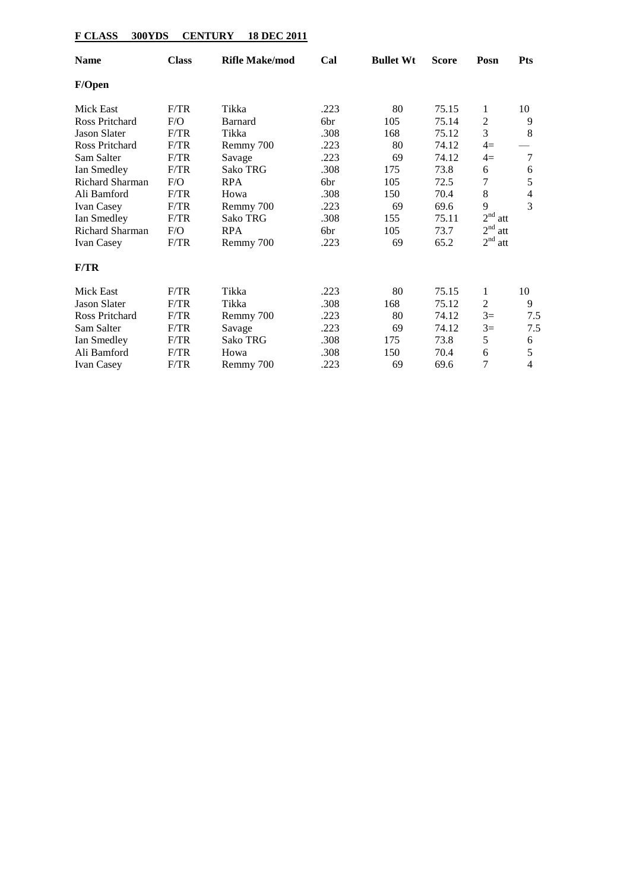**F CLASS 300YDS CENTURY 18 DEC 2011**

| Name | Class | Rifle Make/mod | Cal | Bullet Wt | Score | Posn | Pts |
|---|---|---|---|---|---|---|---|
| **F/Open** | | | | | | | |
| Mick East | F/TR | Tikka | .223 | 80 | 75.15 | 1 | 10 |
| Ross Pritchard | F/O | Barnard | 6br | 105 | 75.14 | 2 | 9 |
| Jason Slater | F/TR | Tikka | .308 | 168 | 75.12 | 3 | 8 |
| Ross Pritchard | F/TR | Remmy 700 | .223 | 80 | 74.12 | 4= | — |
| Sam Salter | F/TR | Savage | .223 | 69 | 74.12 | 4= | 7 |
| Ian Smedley | F/TR | Sako TRG | .308 | 175 | 73.8 | 6 | 6 |
| Richard Sharman | F/O | RPA | 6br | 105 | 72.5 | 7 | 5 |
| Ali Bamford | F/TR | Howa | .308 | 150 | 70.4 | 8 | 4 |
| Ivan Casey | F/TR | Remmy 700 | .223 | 69 | 69.6 | 9 | 3 |
| Ian Smedley | F/TR | Sako TRG | .308 | 155 | 75.11 | 2nd att | |
| Richard Sharman | F/O | RPA | 6br | 105 | 73.7 | 2nd att | |
| Ivan Casey | F/TR | Remmy 700 | .223 | 69 | 65.2 | 2nd att | |
| **F/TR** | | | | | | | |
| Mick East | F/TR | Tikka | .223 | 80 | 75.15 | 1 | 10 |
| Jason Slater | F/TR | Tikka | .308 | 168 | 75.12 | 2 | 9 |
| Ross Pritchard | F/TR | Remmy 700 | .223 | 80 | 74.12 | 3= | 7.5 |
| Sam Salter | F/TR | Savage | .223 | 69 | 74.12 | 3= | 7.5 |
| Ian Smedley | F/TR | Sako TRG | .308 | 175 | 73.8 | 5 | 6 |
| Ali Bamford | F/TR | Howa | .308 | 150 | 70.4 | 6 | 5 |
| Ivan Casey | F/TR | Remmy 700 | .223 | 69 | 69.6 | 7 | 4 |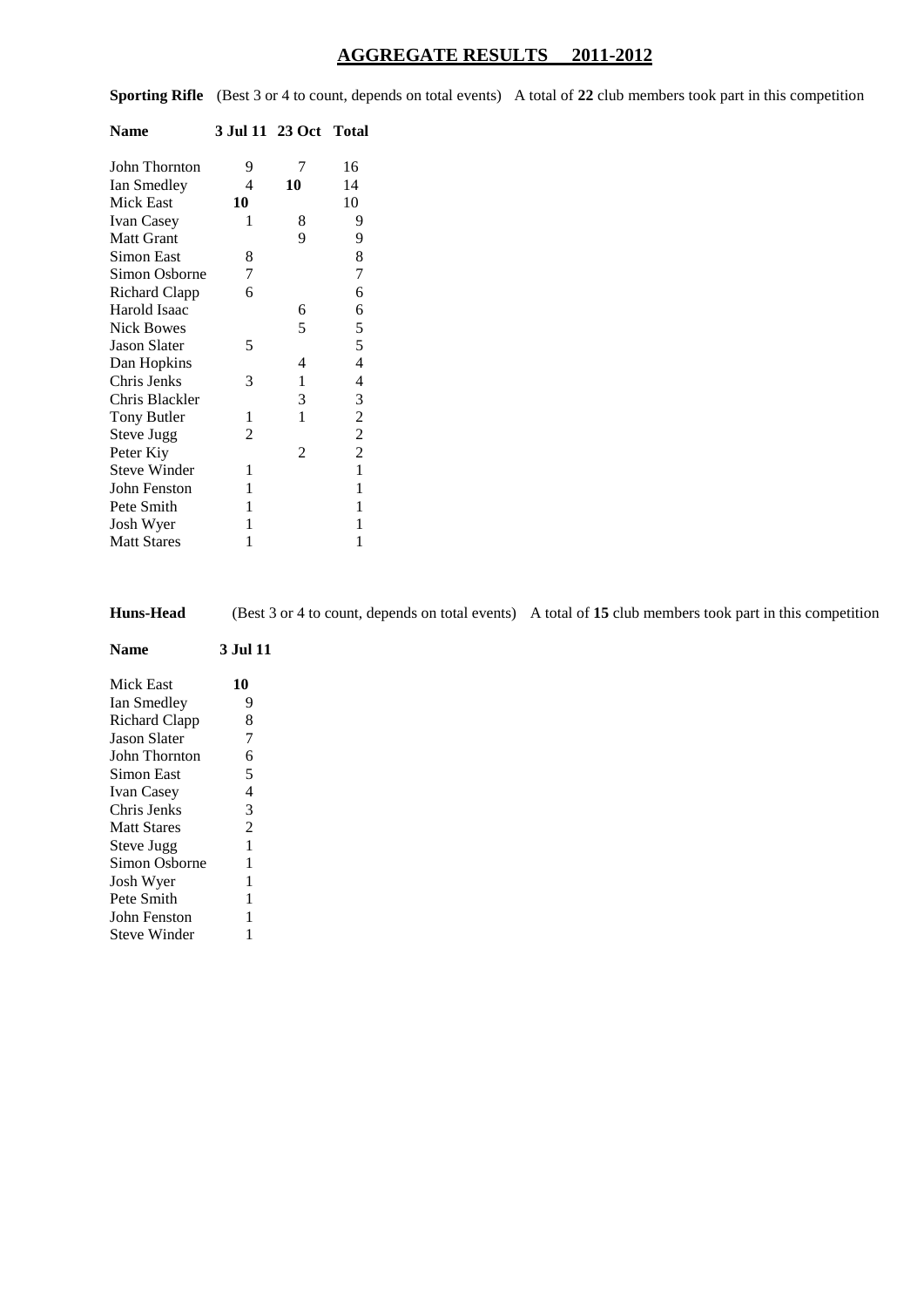## AGGREGATE RESULTS 2011-2012

**Sporting Rifle** (Best 3 or 4 to count, depends on total events) A total of **22** club members took part in this competition

| Name | 3 Jul 11 | 23 Oct | Total |
|---|---|---|---|
| John Thornton | 9 | 7 | 16 |
| Ian Smedley | 4 | **10** | 14 |
| Mick East | **10** | | 10 |
| Ivan Casey | 1 | 8 | 9 |
| Matt Grant | | 9 | 9 |
| Simon East | 8 | | 8 |
| Simon Osborne | 7 | | 7 |
| Richard Clapp | 6 | | 6 |
| Harold Isaac | | 6 | 6 |
| Nick Bowes | | 5 | 5 |
| Jason Slater | 5 | | 5 |
| Dan Hopkins | | 4 | 4 |
| Chris Jenks | 3 | 1 | 4 |
| Chris Blackler | | 3 | 3 |
| Tony Butler | 1 | 1 | 2 |
| Steve Jugg | 2 | | 2 |
| Peter Kiy | | 2 | 2 |
| Steve Winder | 1 | | 1 |
| John Fenston | 1 | | 1 |
| Pete Smith | 1 | | 1 |
| Josh Wyer | 1 | | 1 |
| Matt Stares | 1 | | 1 |

**Huns-Head** (Best 3 or 4 to count, depends on total events) A total of **15** club members took part in this competition

| Name | 3 Jul 11 |
|---|---|
| Mick East | **10** |
| Ian Smedley | 9 |
| Richard Clapp | 8 |
| Jason Slater | 7 |
| John Thornton | 6 |
| Simon East | 5 |
| Ivan Casey | 4 |
| Chris Jenks | 3 |
| Matt Stares | 2 |
| Steve Jugg | 1 |
| Simon Osborne | 1 |
| Josh Wyer | 1 |
| Pete Smith | 1 |
| John Fenston | 1 |
| Steve Winder | 1 |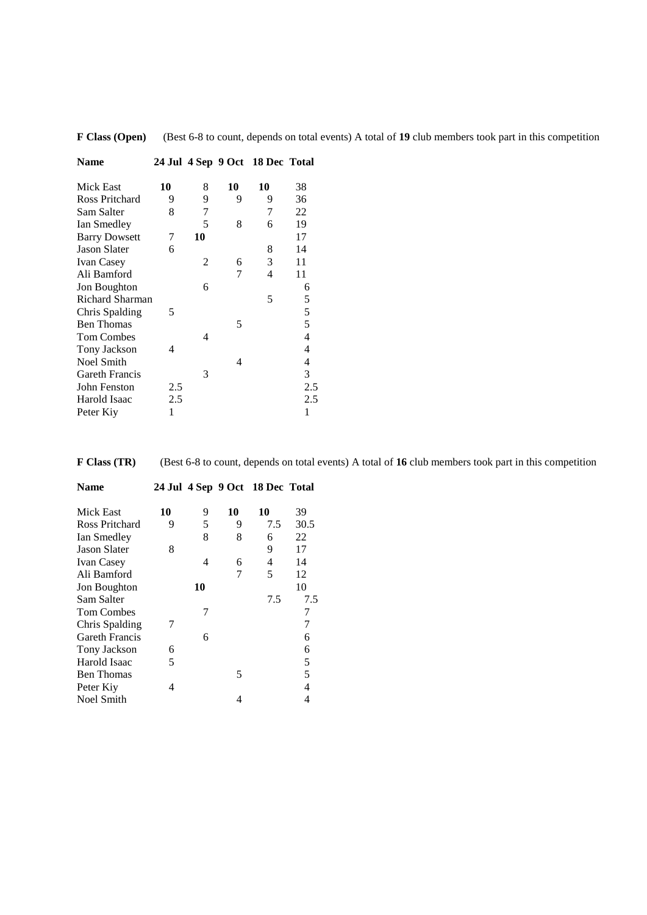**F Class (Open)** (Best 6-8 to count, depends on total events) A total of **19** club members took part in this competition

| Name | 24 Jul | 4 Sep | 9 Oct | 18 Dec | Total |
|---|---|---|---|---|---|
| Mick East | **10** | 8 | **10** | **10** | 38 |
| Ross Pritchard | 9 | 9 | 9 | 9 | 36 |
| Sam Salter | 8 | 7 | | 7 | 22 |
| Ian Smedley | | 5 | 8 | 6 | 19 |
| Barry Dowsett | 7 | **10** | | | 17 |
| Jason Slater | 6 | | | 8 | 14 |
| Ivan Casey | | 2 | 6 | 3 | 11 |
| Ali Bamford | | | 7 | 4 | 11 |
| Jon Boughton | | 6 | | | 6 |
| Richard Sharman | | | | 5 | 5 |
| Chris Spalding | 5 | | | | 5 |
| Ben Thomas | | | 5 | | 5 |
| Tom Combes | | 4 | | | 4 |
| Tony Jackson | 4 | | | | 4 |
| Noel Smith | | | 4 | | 4 |
| Gareth Francis | | 3 | | | 3 |
| John Fenston | 2.5 | | | | 2.5 |
| Harold Isaac | 2.5 | | | | 2.5 |
| Peter Kiy | 1 | | | | 1 |

**F Class (TR)** (Best 6-8 to count, depends on total events) A total of **16** club members took part in this competition

| Name | 24 Jul | 4 Sep | 9 Oct | 18 Dec | Total |
|---|---|---|---|---|---|
| Mick East | **10** | 9 | **10** | **10** | 39 |
| Ross Pritchard | 9 | 5 | 9 | 7.5 | 30.5 |
| Ian Smedley | | 8 | 8 | 6 | 22 |
| Jason Slater | 8 | | | 9 | 17 |
| Ivan Casey | | 4 | 6 | 4 | 14 |
| Ali Bamford | | | 7 | 5 | 12 |
| Jon Boughton | | **10** | | | 10 |
| Sam Salter | | | | 7.5 | 7.5 |
| Tom Combes | | 7 | | | 7 |
| Chris Spalding | 7 | | | | 7 |
| Gareth Francis | | 6 | | | 6 |
| Tony Jackson | 6 | | | | 6 |
| Harold Isaac | 5 | | | | 5 |
| Ben Thomas | | | 5 | | 5 |
| Peter Kiy | 4 | | | | 4 |
| Noel Smith | | | 4 | | 4 |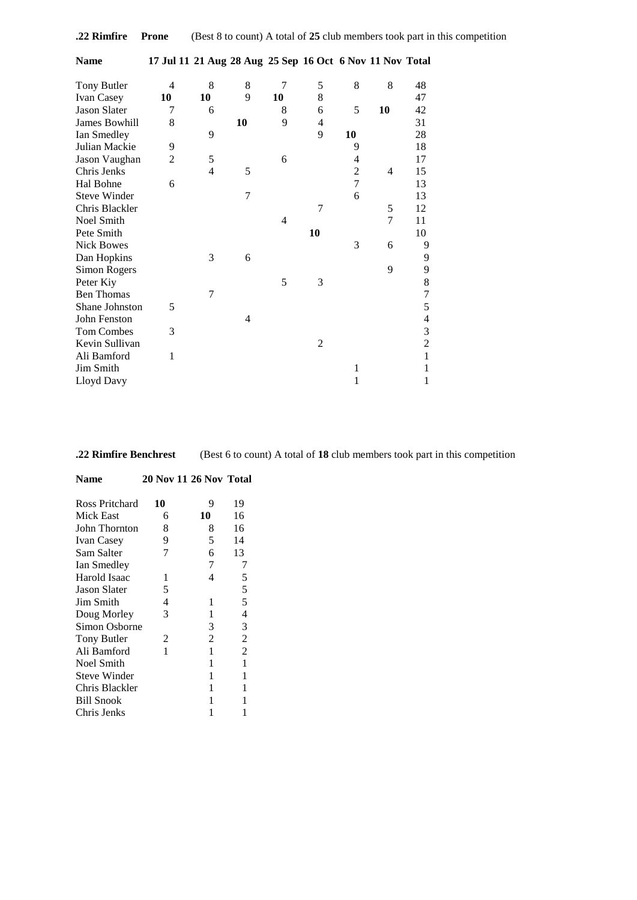**.22 Rimfire** **Prone** (Best 8 to count) A total of **25** club members took part in this competition

| Name | 17 Jul 11 | 21 Aug | 28 Aug | 25 Sep | 16 Oct | 6 Nov | 11 Nov | Total |
|---|---|---|---|---|---|---|---|---|
| Tony Butler | 4 | 8 | 8 | 7 | 5 | 8 | 8 | 48 |
| Ivan Casey | **10** | **10** | 9 | **10** | 8 | | | 47 |
| Jason Slater | 7 | 6 | | 8 | 6 | 5 | **10** | 42 |
| James Bowhill | 8 | | **10** | 9 | 4 | | | 31 |
| Ian Smedley | | 9 | | | 9 | **10** | | 28 |
| Julian Mackie | 9 | | | | | 9 | | 18 |
| Jason Vaughan | 2 | 5 | | 6 | | 4 | | 17 |
| Chris Jenks | | 4 | 5 | | | 2 | 4 | 15 |
| Hal Bohne | 6 | | | | | 7 | | 13 |
| Steve Winder | | | 7 | | | 6 | | 13 |
| Chris Blackler | | | | | 7 | | 5 | 12 |
| Noel Smith | | | | 4 | | | 7 | 11 |
| Pete Smith | | | | | **10** | | | 10 |
| Nick Bowes | | | | | | 3 | 6 | 9 |
| Dan Hopkins | | 3 | 6 | | | | | 9 |
| Simon Rogers | | | | | | | 9 | 9 |
| Peter Kiy | | | | 5 | 3 | | | 8 |
| Ben Thomas | | 7 | | | | | | 7 |
| Shane Johnston | 5 | | | | | | | 5 |
| John Fenston | | | 4 | | | | | 4 |
| Tom Combes | 3 | | | | | | | 3 |
| Kevin Sullivan | | | | | 2 | | | 2 |
| Ali Bamford | 1 | | | | | | | 1 |
| Jim Smith | | | | | | 1 | | 1 |
| Lloyd Davy | | | | | | 1 | | 1 |

**.22 Rimfire Benchrest** (Best 6 to count) A total of **18** club members took part in this competition

| Name | 20 Nov 11 | 26 Nov | Total |
|---|---|---|---|
| Ross Pritchard | **10** | 9 | 19 |
| Mick East | 6 | **10** | 16 |
| John Thornton | 8 | 8 | 16 |
| Ivan Casey | 9 | 5 | 14 |
| Sam Salter | 7 | 6 | 13 |
| Ian Smedley | | 7 | 7 |
| Harold Isaac | 1 | 4 | 5 |
| Jason Slater | 5 | | 5 |
| Jim Smith | 4 | 1 | 5 |
| Doug Morley | 3 | 1 | 4 |
| Simon Osborne | | 3 | 3 |
| Tony Butler | 2 | 2 | 2 |
| Ali Bamford | 1 | 1 | 2 |
| Noel Smith | | 1 | 1 |
| Steve Winder | | 1 | 1 |
| Chris Blackler | | 1 | 1 |
| Bill Snook | | 1 | 1 |
| Chris Jenks | | 1 | 1 |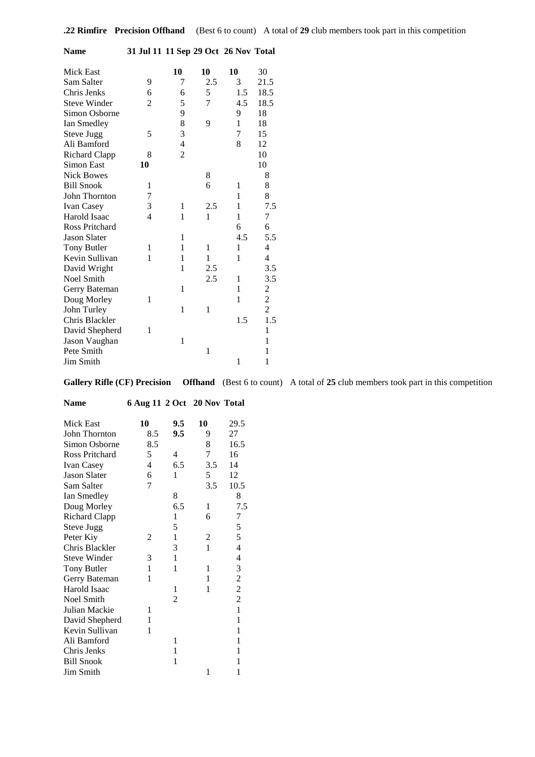**.22 Rimfire Precision Offhand** (Best 6 to count) A total of **29** club members took part in this competition

| Name | 31 Jul 11 | 11 Sep | 29 Oct | 26 Nov | Total |
|---|---|---|---|---|---|
| Mick East | | **10** | **10** | **10** | 30 |
| Sam Salter | 9 | 7 | 2.5 | 3 | 21.5 |
| Chris Jenks | 6 | 6 | 5 | 1.5 | 18.5 |
| Steve Winder | 2 | 5 | 7 | 4.5 | 18.5 |
| Simon Osborne | | 9 | | 9 | 18 |
| Ian Smedley | | 8 | 9 | 1 | 18 |
| Steve Jugg | 5 | 3 | | 7 | 15 |
| Ali Bamford | | 4 | | 8 | 12 |
| Richard Clapp | 8 | 2 | | | 10 |
| Simon East | **10** | | | | 10 |
| Nick Bowes | | | 8 | | 8 |
| Bill Snook | 1 | | 6 | 1 | 8 |
| John Thornton | 7 | | | 1 | 8 |
| Ivan Casey | 3 | 1 | 2.5 | 1 | 7.5 |
| Harold Isaac | 4 | 1 | 1 | 1 | 7 |
| Ross Pritchard | | | | 6 | 6 |
| Jason Slater | | 1 | | 4.5 | 5.5 |
| Tony Butler | 1 | 1 | 1 | 1 | 4 |
| Kevin Sullivan | 1 | 1 | 1 | 1 | 4 |
| David Wright | | 1 | 2.5 | | 3.5 |
| Noel Smith | | | 2.5 | 1 | 3.5 |
| Gerry Bateman | | 1 | | 1 | 2 |
| Doug Morley | 1 | | | 1 | 2 |
| John Turley | | 1 | 1 | | 2 |
| Chris Blackler | | | | 1.5 | 1.5 |
| David Shepherd | 1 | | | | 1 |
| Jason Vaughan | | 1 | | | 1 |
| Pete Smith | | | 1 | | 1 |
| Jim Smith | | | | 1 | 1 |

**Gallery Rifle (CF) Precision Offhand** (Best 6 to count) A total of **25** club members took part in this competition

| Name | 6 Aug 11 | 2 Oct | 20 Nov | Total |
|---|---|---|---|---|
| Mick East | **10** | **9.5** | **10** | 29.5 |
| John Thornton | 8.5 | **9.5** | 9 | 27 |
| Simon Osborne | 8.5 | | 8 | 16.5 |
| Ross Pritchard | 5 | 4 | 7 | 16 |
| Ivan Casey | 4 | 6.5 | 3.5 | 14 |
| Jason Slater | 6 | 1 | 5 | 12 |
| Sam Salter | 7 | | 3.5 | 10.5 |
| Ian Smedley | | 8 | | 8 |
| Doug Morley | | 6.5 | 1 | 7.5 |
| Richard Clapp | | 1 | 6 | 7 |
| Steve Jugg | | 5 | | 5 |
| Peter Kiy | 2 | 1 | 2 | 5 |
| Chris Blackler | | 3 | 1 | 4 |
| Steve Winder | 3 | 1 | | 4 |
| Tony Butler | 1 | 1 | 1 | 3 |
| Gerry Bateman | 1 | | 1 | 2 |
| Harold Isaac | | 1 | 1 | 2 |
| Noel Smith | | 2 | | 2 |
| Julian Mackie | 1 | | | 1 |
| David Shepherd | 1 | | | 1 |
| Kevin Sullivan | 1 | | | 1 |
| Ali Bamford | | 1 | | 1 |
| Chris Jenks | | 1 | | 1 |
| Bill Snook | | 1 | | 1 |
| Jim Smith | | | 1 | 1 |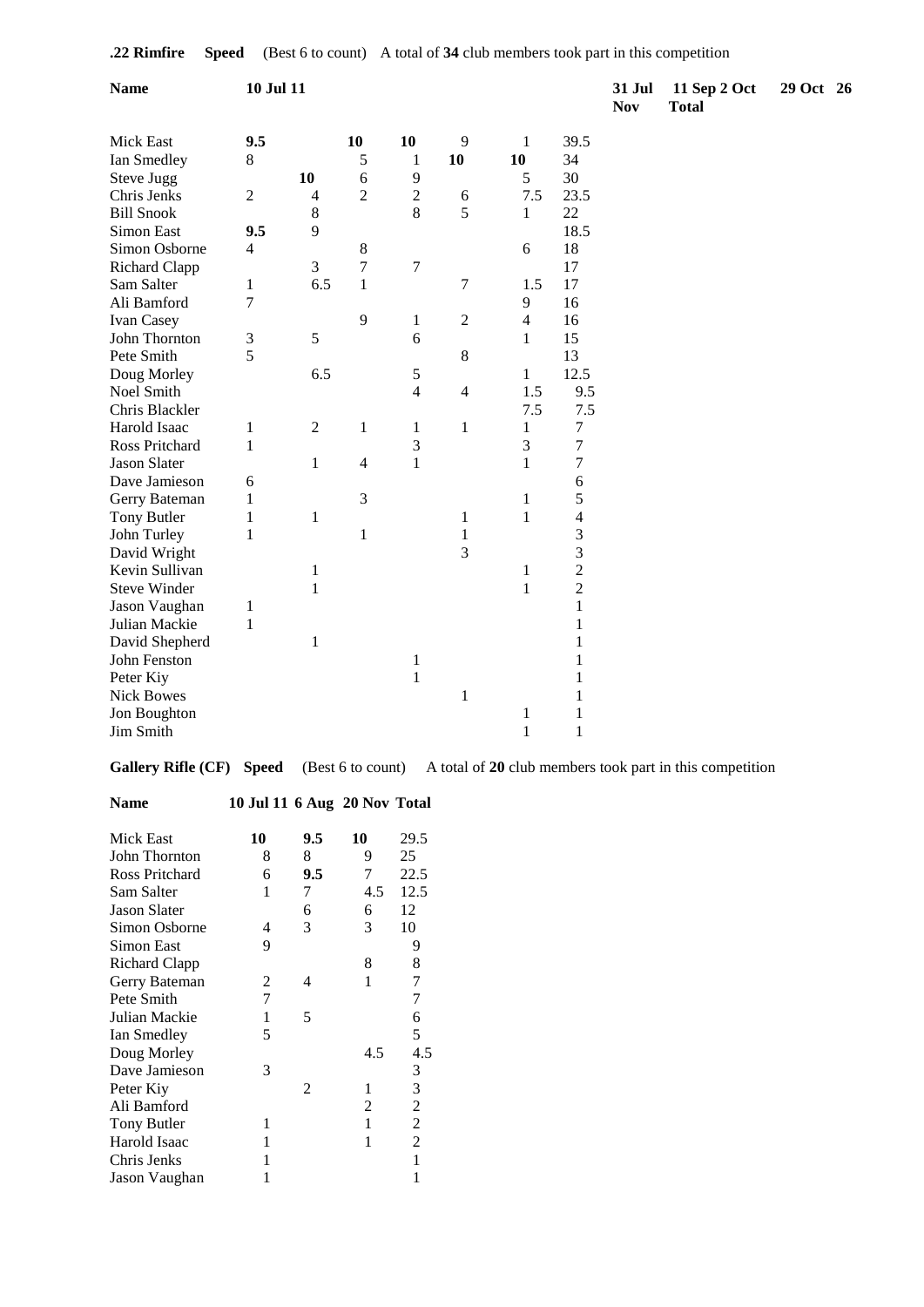**.22 Rimfire Speed** (Best 6 to count) A total of **34** club members took part in this competition

| Name | 10 Jul 11 | 31 Jul | 11 Sep | 2 Oct | 29 Oct | 26 Nov | Total |
|---|---|---|---|---|---|---|---|
| Mick East | **9.5** | | **10** | **10** | 9 | 1 | 39.5 |
| Ian Smedley | 8 | | 5 | 1 | **10** | **10** | 34 |
| Steve Jugg | | **10** | 6 | 9 | | 5 | 30 |
| Chris Jenks | 2 | 4 | 2 | 2 | 6 | 7.5 | 23.5 |
| Bill Snook | | 8 | | 8 | 5 | 1 | 22 |
| Simon East | **9.5** | 9 | | | | | 18.5 |
| Simon Osborne | 4 | | 8 | | | 6 | 18 |
| Richard Clapp | | 3 | 7 | 7 | | | 17 |
| Sam Salter | 1 | 6.5 | 1 | | 7 | 1.5 | 17 |
| Ali Bamford | 7 | | | | | 9 | 16 |
| Ivan Casey | | | 9 | 1 | 2 | 4 | 16 |
| John Thornton | 3 | 5 | | 6 | | 1 | 15 |
| Pete Smith | 5 | | | | 8 | | 13 |
| Doug Morley | | 6.5 | | 5 | | 1 | 12.5 |
| Noel Smith | | | | 4 | 4 | 1.5 | 9.5 |
| Chris Blackler | | | | | | 7.5 | 7.5 |
| Harold Isaac | 1 | 2 | 1 | 1 | 1 | 1 | 7 |
| Ross Pritchard | 1 | | | 3 | | 3 | 7 |
| Jason Slater | | 1 | 4 | 1 | | 1 | 7 |
| Dave Jamieson | 6 | | | | | | 6 |
| Gerry Bateman | 1 | | 3 | | | 1 | 5 |
| Tony Butler | 1 | 1 | | | 1 | 1 | 4 |
| John Turley | 1 | | 1 | | 1 | | 3 |
| David Wright | | | | | 3 | | 3 |
| Kevin Sullivan | | 1 | | | | 1 | 2 |
| Steve Winder | | 1 | | | | 1 | 2 |
| Jason Vaughan | 1 | | | | | | 1 |
| Julian Mackie | 1 | | | | | | 1 |
| David Shepherd | | 1 | | | | | 1 |
| John Fenston | | | | 1 | | | 1 |
| Peter Kiy | | | | 1 | | | 1 |
| Nick Bowes | | | | | 1 | | 1 |
| Jon Boughton | | | | | | 1 | 1 |
| Jim Smith | | | | | | 1 | 1 |

**Gallery Rifle (CF) Speed** (Best 6 to count) A total of **20** club members took part in this competition

| Name | 10 Jul 11 | 6 Aug | 20 Nov | Total |
|---|---|---|---|---|
| Mick East | **10** | **9.5** | **10** | 29.5 |
| John Thornton | 8 | 8 | 9 | 25 |
| Ross Pritchard | 6 | **9.5** | 7 | 22.5 |
| Sam Salter | 1 | 7 | 4.5 | 12.5 |
| Jason Slater | | 6 | 6 | 12 |
| Simon Osborne | 4 | 3 | 3 | 10 |
| Simon East | 9 | | | 9 |
| Richard Clapp | | | 8 | 8 |
| Gerry Bateman | 2 | 4 | 1 | 7 |
| Pete Smith | 7 | | | 7 |
| Julian Mackie | 1 | 5 | | 6 |
| Ian Smedley | 5 | | | 5 |
| Doug Morley | | | 4.5 | 4.5 |
| Dave Jamieson | 3 | | | 3 |
| Peter Kiy | | 2 | 1 | 3 |
| Ali Bamford | | | 2 | 2 |
| Tony Butler | 1 | | 1 | 2 |
| Harold Isaac | 1 | | 1 | 2 |
| Chris Jenks | 1 | | | 1 |
| Jason Vaughan | 1 | | | 1 |